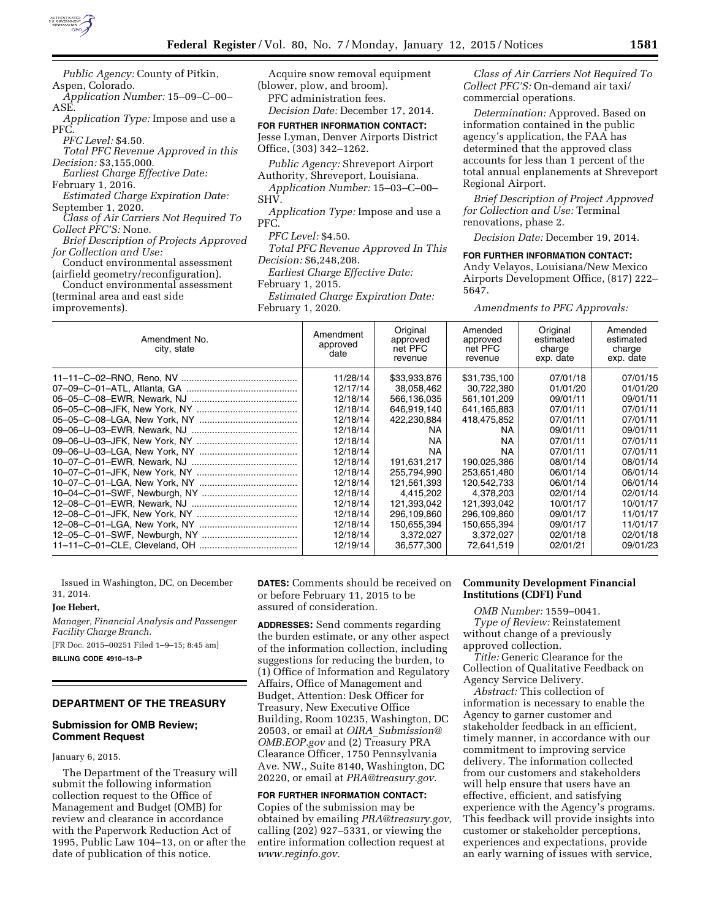*Public Agency:* County of Pitkin, Aspen, Colorado.

*Application Number:* 15–09–C–00–ASE.

*Application Type:* Impose and use a PFC.

*PFC Level:* $4.50.

*Total PFC Revenue Approved in this Decision:* $3,155,000.

*Earliest Charge Effective Date:* February 1, 2016.

*Estimated Charge Expiration Date:* September 1, 2020.

*Class of Air Carriers Not Required To Collect PFC'S:* None.

*Brief Description of Projects Approved for Collection and Use:*

Conduct environmental assessment (airfield geometry/reconfiguration).

Conduct environmental assessment (terminal area and east side improvements).

Acquire snow removal equipment (blower, plow, and broom).

PFC administration fees.

*Decision Date:* December 17, 2014.

**FOR FURTHER INFORMATION CONTACT:** Jesse Lyman, Denver Airports District Office, (303) 342–1262.

*Public Agency:* Shreveport Airport Authority, Shreveport, Louisiana.

*Application Number:* 15–03–C–00–SHV.

*Application Type:* Impose and use a PFC.

*PFC Level:* $4.50.

*Total PFC Revenue Approved In This Decision:* $6,248,208.

*Earliest Charge Effective Date:* February 1, 2015.

*Estimated Charge Expiration Date:* February 1, 2020.

*Class of Air Carriers Not Required To Collect PFC'S:* On-demand air taxi/commercial operations.

*Determination:* Approved. Based on information contained in the public agency's application, the FAA has determined that the approved class accounts for less than 1 percent of the total annual enplanements at Shreveport Regional Airport.

*Brief Description of Project Approved for Collection and Use:* Terminal renovations, phase 2.

*Decision Date:* December 19, 2014.

**FOR FURTHER INFORMATION CONTACT:** Andy Velayos, Louisiana/New Mexico Airports Development Office, (817) 222–5647.

*Amendments to PFC Approvals:*

| Amendment No. city, state | Amendment approved date | Original approved net PFC revenue | Amended approved net PFC revenue | Original estimated charge exp. date | Amended estimated charge exp. date |
|---|---|---|---|---|---|
| 11–11–C–02–RNO, Reno, NV | 11/28/14 | $33,933,876 | $31,735,100 | 07/01/18 | 07/01/15 |
| 07–09–C–01–ATL, Atlanta, GA | 12/17/14 | 38,058,462 | 30,722,380 | 01/01/20 | 01/01/20 |
| 05–05–C–08–EWR, Newark, NJ | 12/18/14 | 566,136,035 | 561,101,209 | 09/01/11 | 09/01/11 |
| 05–05–C–08–JFK, New York, NY | 12/18/14 | 646,919,140 | 641,165,883 | 07/01/11 | 07/01/11 |
| 05–05–C–08–LGA, New York, NY | 12/18/14 | 422,230,884 | 418,475,852 | 07/01/11 | 07/01/11 |
| 09–06–U–03–EWR, Newark, NJ | 12/18/14 | NA | NA | 09/01/11 | 09/01/11 |
| 09–06–U–03–JFK, New York, NY | 12/18/14 | NA | NA | 07/01/11 | 07/01/11 |
| 09–06–U–03–LGA, New York, NY | 12/18/14 | NA | NA | 07/01/11 | 07/01/11 |
| 10–07–C–01–EWR, Newark, NJ | 12/18/14 | 191,631,217 | 190,025,386 | 08/01/14 | 08/01/14 |
| 10–07–C–01–JFK, New York, NY | 12/18/14 | 255,794,990 | 253,651,480 | 06/01/14 | 06/01/14 |
| 10–07–C–01–LGA, New York, NY | 12/18/14 | 121,561,393 | 120,542,733 | 06/01/14 | 06/01/14 |
| 10–04–C–01–SWF, Newburgh, NY | 12/18/14 | 4,415,202 | 4,378,203 | 02/01/14 | 02/01/14 |
| 12–08–C–01–EWR, Newark, NJ | 12/18/14 | 121,393,042 | 121,393,042 | 10/01/17 | 10/01/17 |
| 12–08–C–01–JFK, New York, NY | 12/18/14 | 296,109,860 | 296,109,860 | 09/01/17 | 11/01/17 |
| 12–08–C–01–LGA, New York, NY | 12/18/14 | 150,655,394 | 150,655,394 | 09/01/17 | 11/01/17 |
| 12–05–C–01–SWF, Newburgh, NY | 12/18/14 | 3,372,027 | 3,372,027 | 02/01/18 | 02/01/18 |
| 11–11–C–01–CLE, Cleveland, OH | 12/19/14 | 36,577,300 | 72,641,519 | 02/01/21 | 09/01/23 |

Issued in Washington, DC, on December 31, 2014.

**Joe Hebert,**

*Manager, Financial Analysis and Passenger Facility Charge Branch.*

[FR Doc. 2015–00251 Filed 1–9–15; 8:45 am]

**BILLING CODE 4910–13–P**

## DEPARTMENT OF THE TREASURY

### Submission for OMB Review; Comment Request

January 6, 2015.

The Department of the Treasury will submit the following information collection request to the Office of Management and Budget (OMB) for review and clearance in accordance with the Paperwork Reduction Act of 1995, Public Law 104–13, on or after the date of publication of this notice.

**DATES:** Comments should be received on or before February 11, 2015 to be assured of consideration.

**ADDRESSES:** Send comments regarding the burden estimate, or any other aspect of the information collection, including suggestions for reducing the burden, to (1) Office of Information and Regulatory Affairs, Office of Management and Budget, Attention: Desk Officer for Treasury, New Executive Office Building, Room 10235, Washington, DC 20503, or email at *OIRA_Submission@OMB.EOP.gov* and (2) Treasury PRA Clearance Officer, 1750 Pennsylvania Ave. NW., Suite 8140, Washington, DC 20220, or email at *PRA@treasury.gov.*

**FOR FURTHER INFORMATION CONTACT:** Copies of the submission may be obtained by emailing *PRA@treasury.gov,* calling (202) 927–5331, or viewing the entire information collection request at *www.reginfo.gov.*

**Community Development Financial Institutions (CDFI) Fund**

*OMB Number:* 1559–0041.

*Type of Review:* Reinstatement without change of a previously approved collection.

*Title:* Generic Clearance for the Collection of Qualitative Feedback on Agency Service Delivery.

*Abstract:* This collection of information is necessary to enable the Agency to garner customer and stakeholder feedback in an efficient, timely manner, in accordance with our commitment to improving service delivery. The information collected from our customers and stakeholders will help ensure that users have an effective, efficient, and satisfying experience with the Agency's programs. This feedback will provide insights into customer or stakeholder perceptions, experiences and expectations, provide an early warning of issues with service,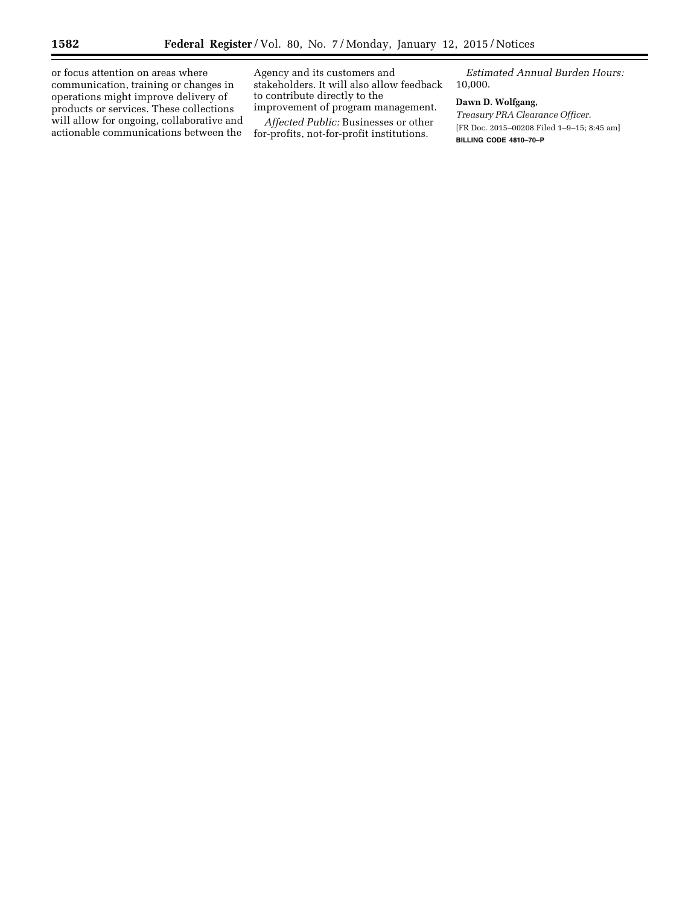or focus attention on areas where communication, training or changes in operations might improve delivery of products or services. These collections will allow for ongoing, collaborative and actionable communications between the Agency and its customers and stakeholders. It will also allow feedback to contribute directly to the improvement of program management.

*Affected Public:* Businesses or other for-profits, not-for-profit institutions.

*Estimated Annual Burden Hours:* 10,000.

**Dawn D. Wolfgang,**

*Treasury PRA Clearance Officer.*

[FR Doc. 2015–00208 Filed 1–9–15; 8:45 am]

**BILLING CODE 4810–70–P**